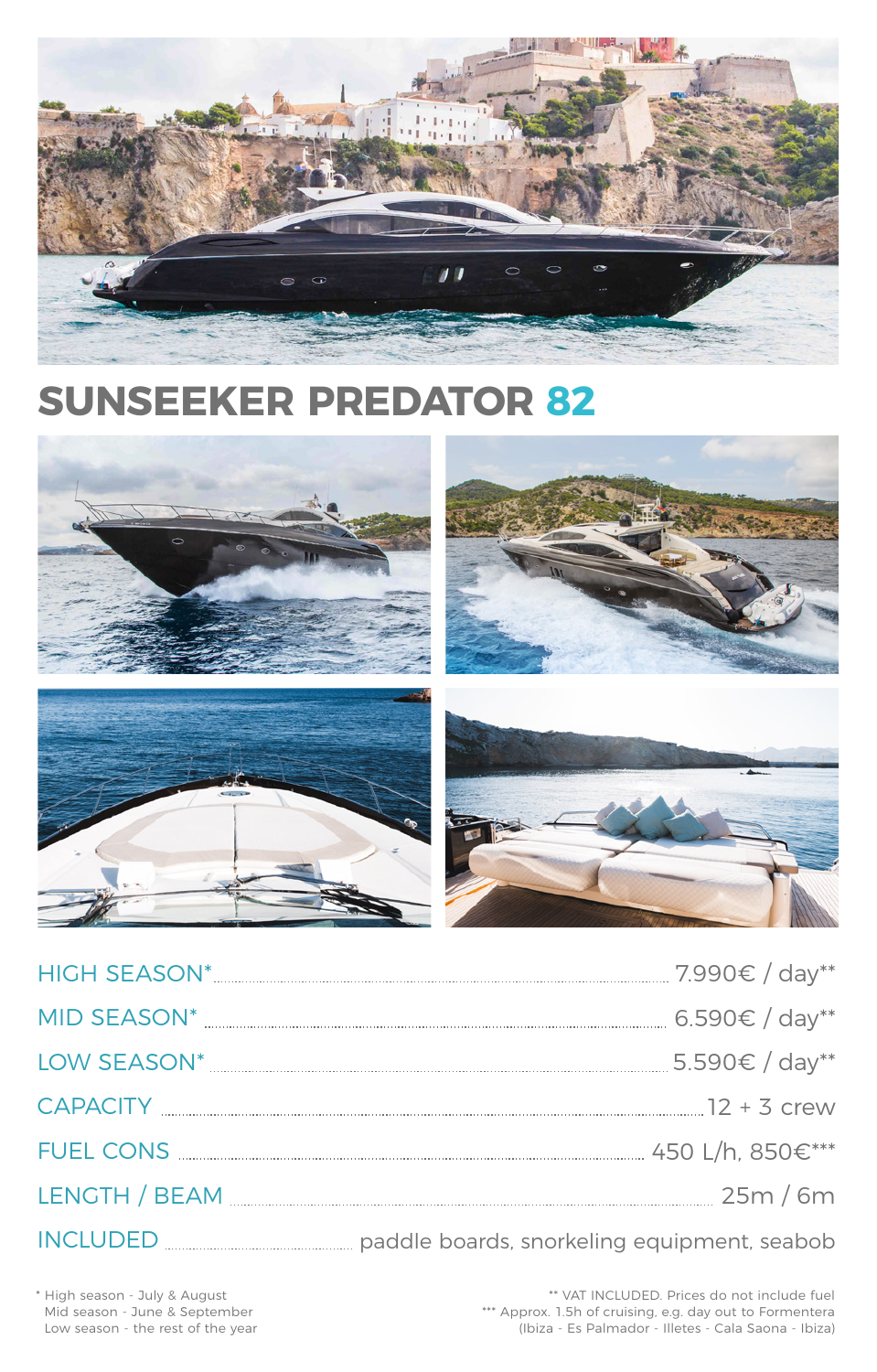# SUNSEEKER PREDATOR 82

| | |
|---|---|
| HIGH SEASON* | 7.990€ / day** |
| MID SEASON* | 6.590€ / day** |
| LOW SEASON* | 5.590€ / day** |
| CAPACITY | 12 + 3 crew |
| FUEL CONS | 450 L/h, 850€*** |
| LENGTH / BEAM | 25m / 6m |
| INCLUDED | paddle boards, snorkeling equipment, seabob |

* High season - July & August
Mid season - June & September
Low season - the rest of the year

** VAT INCLUDED. Prices do not include fuel
*** Approx. 1.5h of cruising, e.g. day out to Formentera (Ibiza - Es Palmador - Illetes - Cala Saona - Ibiza)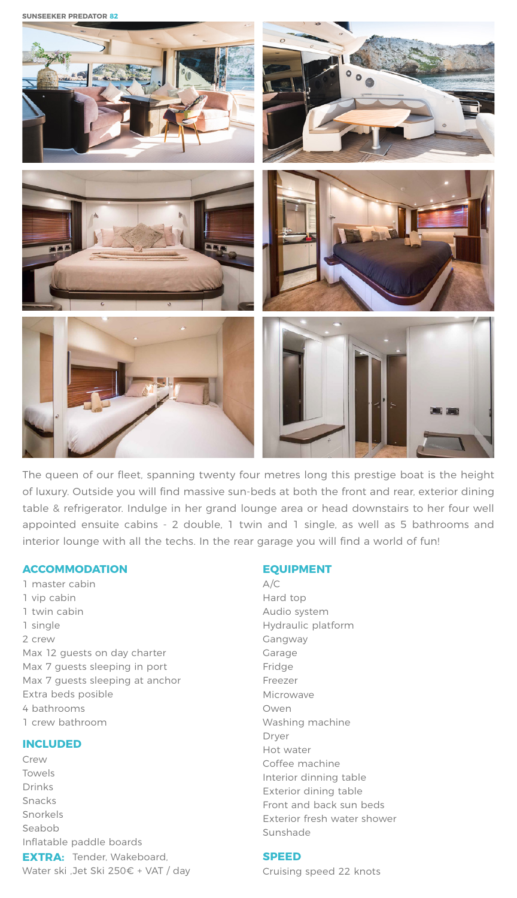**SUNSEEKER PREDATOR 82**

The queen of our fleet, spanning twenty four metres long this prestige boat is the height of luxury. Outside you will find massive sun-beds at both the front and rear, exterior dining table & refrigerator. Indulge in her grand lounge area or head downstairs to her four well appointed ensuite cabins - 2 double, 1 twin and 1 single, as well as 5 bathrooms and interior lounge with all the techs. In the rear garage you will find a world of fun!

## ACCOMMODATION

1 master cabin
1 vip cabin
1 twin cabin
1 single
2 crew
Max 12 guests on day charter
Max 7 guests sleeping in port
Max 7 guests sleeping at anchor
Extra beds posible
4 bathrooms
1 crew bathroom

## INCLUDED

Crew
Towels
Drinks
Snacks
Snorkels
Seabob
Inflatable paddle boards

**EXTRA:** Tender, Wakeboard, Water ski ,Jet Ski 250€ + VAT / day

## EQUIPMENT

A/C
Hard top
Audio system
Hydraulic platform
Gangway
Garage
Fridge
Freezer
Microwave
Owen
Washing machine
Dryer
Hot water
Coffee machine
Interior dinning table
Exterior dining table
Front and back sun beds
Exterior fresh water shower
Sunshade

## SPEED

Cruising speed 22 knots